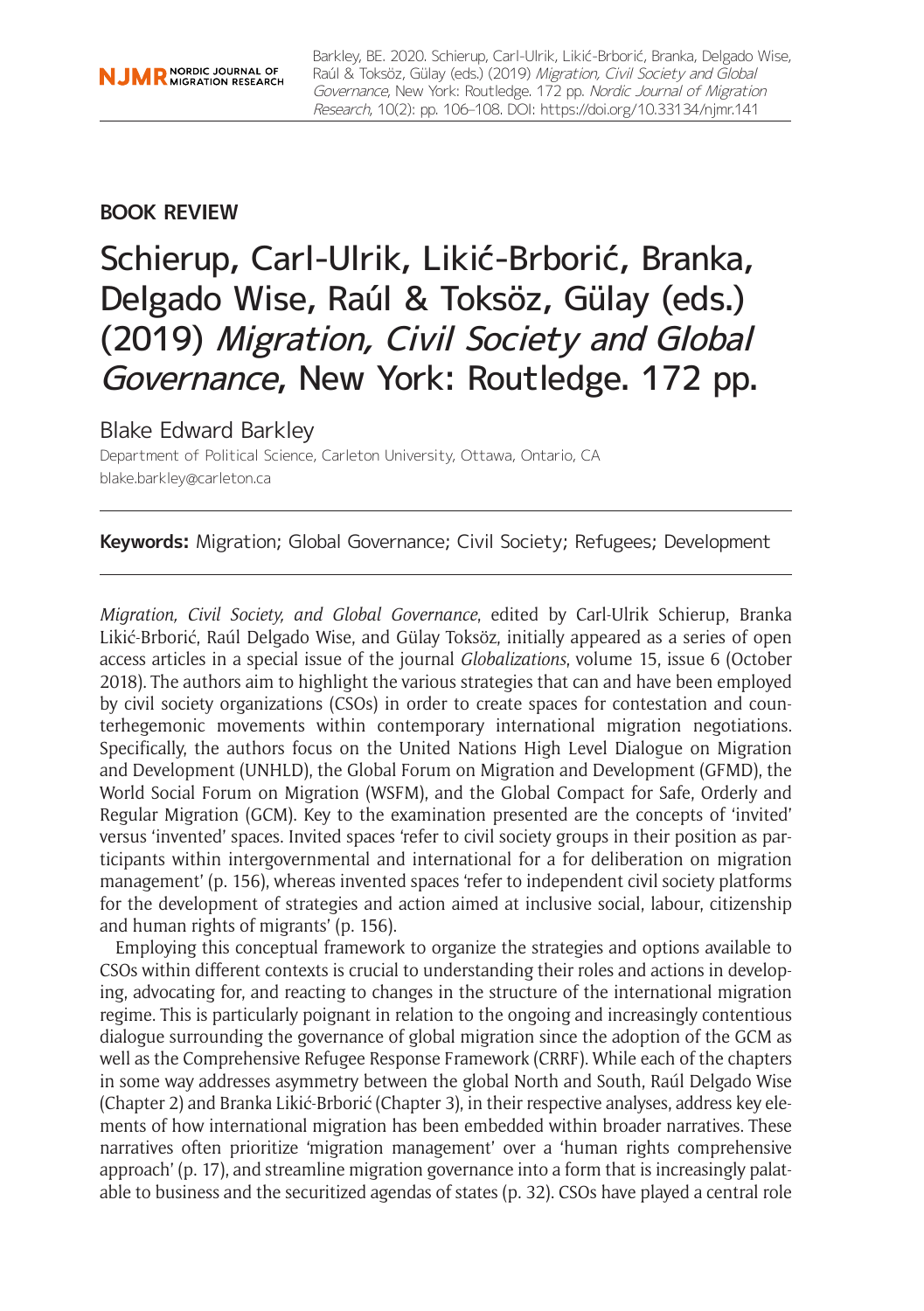Barkley, BE. 2020. Schierup, Carl-Ulrik, Likić-Brborić, Branka, Delgado Wise, Raúl & Toksöz, Gülay (eds.) (2019) *Migration, Civil Society and Global Governance*, New York: Routledge. 172 pp. *Nordic Journal of Migration Research*, 10(2): pp. 106–108. DOI: https://doi.org/10.33134/njmr.141

**BOOK REVIEW**

# Schierup, Carl-Ulrik, Likić-Brborić, Branka, Delgado Wise, Raúl & Toksöz, Gülay (eds.) (2019) *Migration, Civil Society and Global Governance*, New York: Routledge. 172 pp.

Blake Edward Barkley

Department of Political Science, Carleton University, Ottawa, Ontario, CA
blake.barkley@carleton.ca

**Keywords:** Migration; Global Governance; Civil Society; Refugees; Development

*Migration, Civil Society, and Global Governance*, edited by Carl-Ulrik Schierup, Branka Likić-Brborić, Raúl Delgado Wise, and Gülay Toksöz, initially appeared as a series of open access articles in a special issue of the journal *Globalizations*, volume 15, issue 6 (October 2018). The authors aim to highlight the various strategies that can and have been employed by civil society organizations (CSOs) in order to create spaces for contestation and counterhegemonic movements within contemporary international migration negotiations. Specifically, the authors focus on the United Nations High Level Dialogue on Migration and Development (UNHLD), the Global Forum on Migration and Development (GFMD), the World Social Forum on Migration (WSFM), and the Global Compact for Safe, Orderly and Regular Migration (GCM). Key to the examination presented are the concepts of 'invited' versus 'invented' spaces. Invited spaces 'refer to civil society groups in their position as participants within intergovernmental and international for a for deliberation on migration management' (p. 156), whereas invented spaces 'refer to independent civil society platforms for the development of strategies and action aimed at inclusive social, labour, citizenship and human rights of migrants' (p. 156).

Employing this conceptual framework to organize the strategies and options available to CSOs within different contexts is crucial to understanding their roles and actions in developing, advocating for, and reacting to changes in the structure of the international migration regime. This is particularly poignant in relation to the ongoing and increasingly contentious dialogue surrounding the governance of global migration since the adoption of the GCM as well as the Comprehensive Refugee Response Framework (CRRF). While each of the chapters in some way addresses asymmetry between the global North and South, Raúl Delgado Wise (Chapter 2) and Branka Likić-Brborić (Chapter 3), in their respective analyses, address key elements of how international migration has been embedded within broader narratives. These narratives often prioritize 'migration management' over a 'human rights comprehensive approach' (p. 17), and streamline migration governance into a form that is increasingly palatable to business and the securitized agendas of states (p. 32). CSOs have played a central role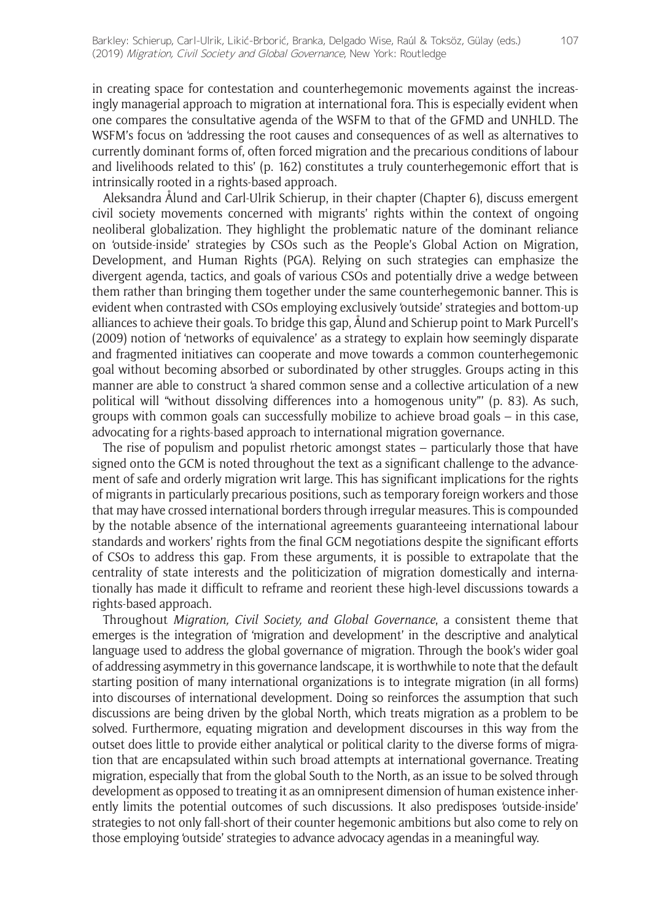in creating space for contestation and counterhegemonic movements against the increasingly managerial approach to migration at international fora. This is especially evident when one compares the consultative agenda of the WSFM to that of the GFMD and UNHLD. The WSFM's focus on 'addressing the root causes and consequences of as well as alternatives to currently dominant forms of, often forced migration and the precarious conditions of labour and livelihoods related to this' (p. 162) constitutes a truly counterhegemonic effort that is intrinsically rooted in a rights-based approach.

Aleksandra Ålund and Carl-Ulrik Schierup, in their chapter (Chapter 6), discuss emergent civil society movements concerned with migrants' rights within the context of ongoing neoliberal globalization. They highlight the problematic nature of the dominant reliance on 'outside-inside' strategies by CSOs such as the People's Global Action on Migration, Development, and Human Rights (PGA). Relying on such strategies can emphasize the divergent agenda, tactics, and goals of various CSOs and potentially drive a wedge between them rather than bringing them together under the same counterhegemonic banner. This is evident when contrasted with CSOs employing exclusively 'outside' strategies and bottom-up alliances to achieve their goals. To bridge this gap, Ålund and Schierup point to Mark Purcell's (2009) notion of 'networks of equivalence' as a strategy to explain how seemingly disparate and fragmented initiatives can cooperate and move towards a common counterhegemonic goal without becoming absorbed or subordinated by other struggles. Groups acting in this manner are able to construct 'a shared common sense and a collective articulation of a new political will "without dissolving differences into a homogenous unity"' (p. 83). As such, groups with common goals can successfully mobilize to achieve broad goals – in this case, advocating for a rights-based approach to international migration governance.

The rise of populism and populist rhetoric amongst states – particularly those that have signed onto the GCM is noted throughout the text as a significant challenge to the advancement of safe and orderly migration writ large. This has significant implications for the rights of migrants in particularly precarious positions, such as temporary foreign workers and those that may have crossed international borders through irregular measures. This is compounded by the notable absence of the international agreements guaranteeing international labour standards and workers' rights from the final GCM negotiations despite the significant efforts of CSOs to address this gap. From these arguments, it is possible to extrapolate that the centrality of state interests and the politicization of migration domestically and internationally has made it difficult to reframe and reorient these high-level discussions towards a rights-based approach.

Throughout *Migration, Civil Society, and Global Governance*, a consistent theme that emerges is the integration of 'migration and development' in the descriptive and analytical language used to address the global governance of migration. Through the book's wider goal of addressing asymmetry in this governance landscape, it is worthwhile to note that the default starting position of many international organizations is to integrate migration (in all forms) into discourses of international development. Doing so reinforces the assumption that such discussions are being driven by the global North, which treats migration as a problem to be solved. Furthermore, equating migration and development discourses in this way from the outset does little to provide either analytical or political clarity to the diverse forms of migration that are encapsulated within such broad attempts at international governance. Treating migration, especially that from the global South to the North, as an issue to be solved through development as opposed to treating it as an omnipresent dimension of human existence inherently limits the potential outcomes of such discussions. It also predisposes 'outside-inside' strategies to not only fall-short of their counter hegemonic ambitions but also come to rely on those employing 'outside' strategies to advance advocacy agendas in a meaningful way.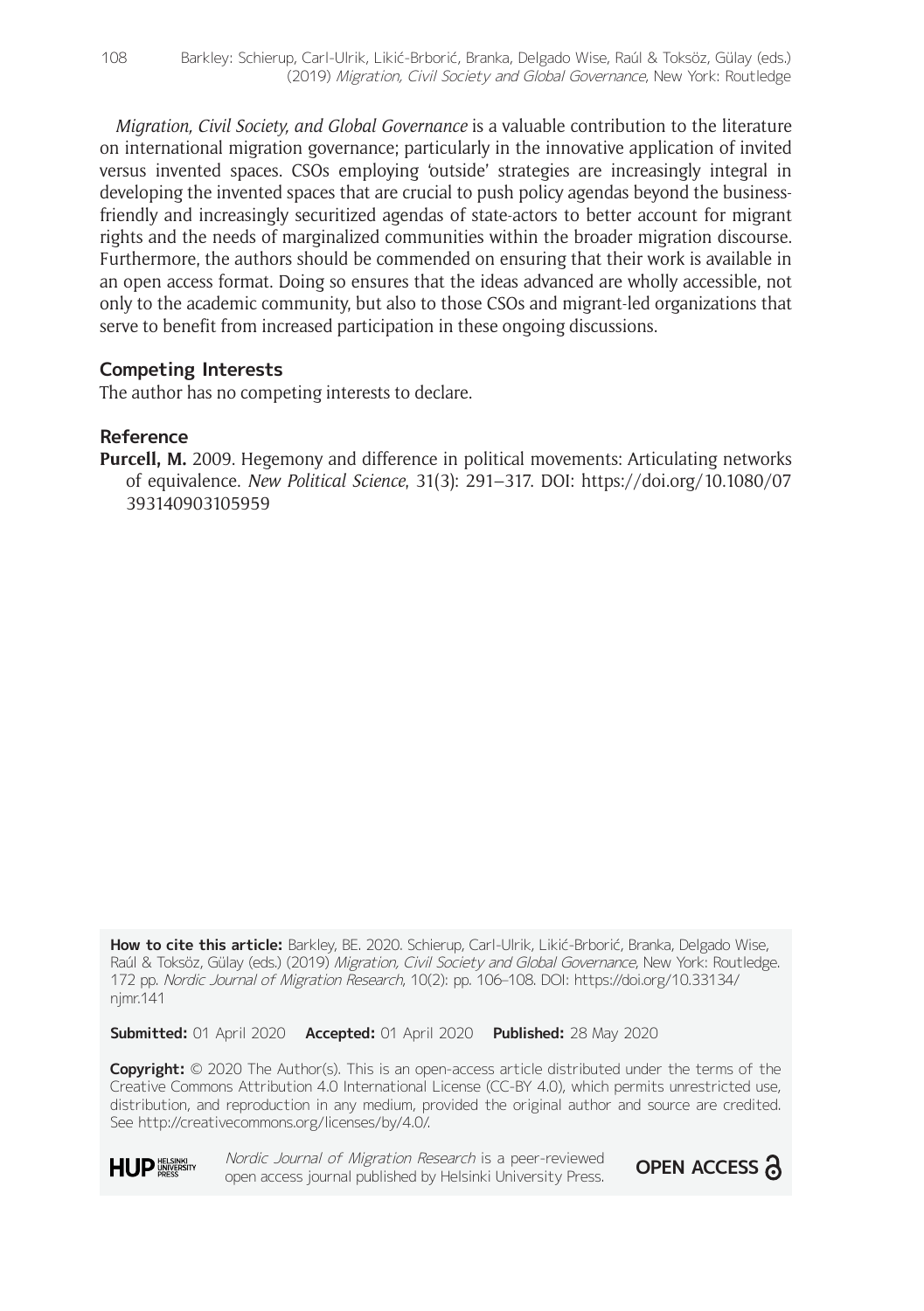*Migration, Civil Society, and Global Governance* is a valuable contribution to the literature on international migration governance; particularly in the innovative application of invited versus invented spaces. CSOs employing 'outside' strategies are increasingly integral in developing the invented spaces that are crucial to push policy agendas beyond the business-friendly and increasingly securitized agendas of state-actors to better account for migrant rights and the needs of marginalized communities within the broader migration discourse. Furthermore, the authors should be commended on ensuring that their work is available in an open access format. Doing so ensures that the ideas advanced are wholly accessible, not only to the academic community, but also to those CSOs and migrant-led organizations that serve to benefit from increased participation in these ongoing discussions.

## Competing Interests

The author has no competing interests to declare.

## Reference

**Purcell, M.** 2009. Hegemony and difference in political movements: Articulating networks of equivalence. *New Political Science*, 31(3): 291–317. DOI: https://doi.org/10.1080/07393140903105959

**How to cite this article:** Barkley, BE. 2020. Schierup, Carl-Ulrik, Likić-Brborić, Branka, Delgado Wise, Raúl & Toksöz, Gülay (eds.) (2019) *Migration, Civil Society and Global Governance*, New York: Routledge. 172 pp. *Nordic Journal of Migration Research*, 10(2): pp. 106–108. DOI: https://doi.org/10.33134/njmr.141

**Submitted:** 01 April 2020 **Accepted:** 01 April 2020 **Published:** 28 May 2020

**Copyright:** © 2020 The Author(s). This is an open-access article distributed under the terms of the Creative Commons Attribution 4.0 International License (CC-BY 4.0), which permits unrestricted use, distribution, and reproduction in any medium, provided the original author and source are credited. See http://creativecommons.org/licenses/by/4.0/.

HUP HELSINKI UNIVERSITY PRESS

*Nordic Journal of Migration Research* is a peer-reviewed open access journal published by Helsinki University Press.

OPEN ACCESS